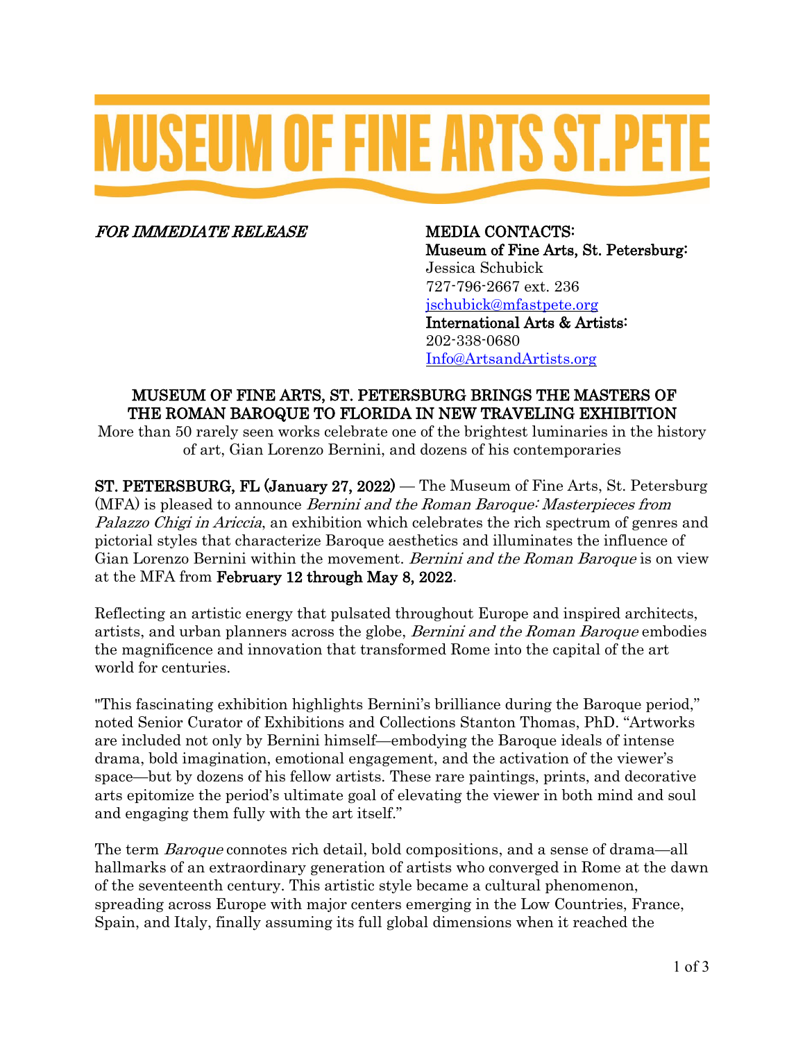# MUSEUM OF FINE ARTS ST.PETE

*FOR IMMEDIATE RELEASE*

**MEDIA CONTACTS:**
**Museum of Fine Arts, St. Petersburg:**
Jessica Schubick
727-796-2667 ext. 236
jschubick@mfastpete.org
**International Arts & Artists:**
202-338-0680
Info@ArtsandArtists.org

## MUSEUM OF FINE ARTS, ST. PETERSBURG BRINGS THE MASTERS OF THE ROMAN BAROQUE TO FLORIDA IN NEW TRAVELING EXHIBITION

More than 50 rarely seen works celebrate one of the brightest luminaries in the history of art, Gian Lorenzo Bernini, and dozens of his contemporaries

**ST. PETERSBURG, FL (January 27, 2022)** — The Museum of Fine Arts, St. Petersburg (MFA) is pleased to announce *Bernini and the Roman Baroque: Masterpieces from Palazzo Chigi in Ariccia*, an exhibition which celebrates the rich spectrum of genres and pictorial styles that characterize Baroque aesthetics and illuminates the influence of Gian Lorenzo Bernini within the movement. *Bernini and the Roman Baroque* is on view at the MFA from **February 12 through May 8, 2022**.

Reflecting an artistic energy that pulsated throughout Europe and inspired architects, artists, and urban planners across the globe, *Bernini and the Roman Baroque* embodies the magnificence and innovation that transformed Rome into the capital of the art world for centuries.

"This fascinating exhibition highlights Bernini's brilliance during the Baroque period," noted Senior Curator of Exhibitions and Collections Stanton Thomas, PhD. "Artworks are included not only by Bernini himself—embodying the Baroque ideals of intense drama, bold imagination, emotional engagement, and the activation of the viewer's space—but by dozens of his fellow artists. These rare paintings, prints, and decorative arts epitomize the period's ultimate goal of elevating the viewer in both mind and soul and engaging them fully with the art itself."

The term *Baroque* connotes rich detail, bold compositions, and a sense of drama—all hallmarks of an extraordinary generation of artists who converged in Rome at the dawn of the seventeenth century. This artistic style became a cultural phenomenon, spreading across Europe with major centers emerging in the Low Countries, France, Spain, and Italy, finally assuming its full global dimensions when it reached the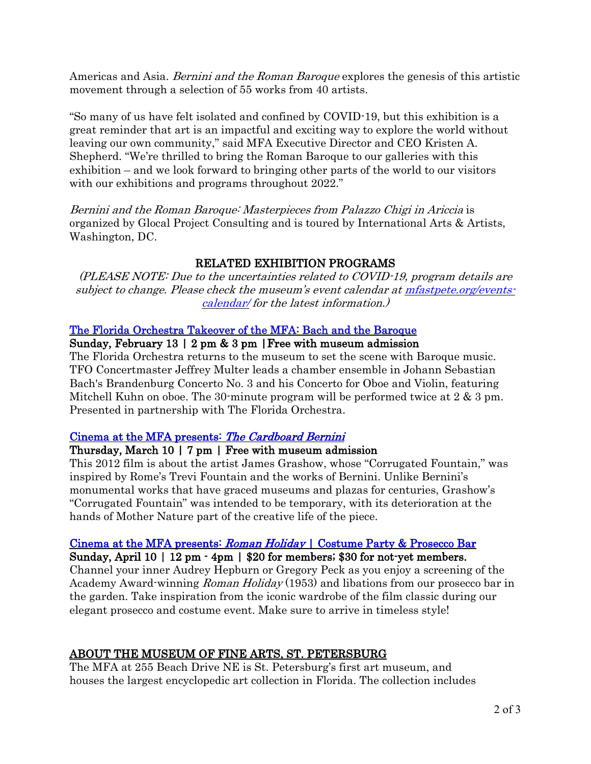Americas and Asia. *Bernini and the Roman Baroque* explores the genesis of this artistic movement through a selection of 55 works from 40 artists.

"So many of us have felt isolated and confined by COVID-19, but this exhibition is a great reminder that art is an impactful and exciting way to explore the world without leaving our own community," said MFA Executive Director and CEO Kristen A. Shepherd. "We're thrilled to bring the Roman Baroque to our galleries with this exhibition – and we look forward to bringing other parts of the world to our visitors with our exhibitions and programs throughout 2022."

*Bernini and the Roman Baroque: Masterpieces from Palazzo Chigi in Ariccia* is organized by Glocal Project Consulting and is toured by International Arts & Artists, Washington, DC.

## RELATED EXHIBITION PROGRAMS

*(PLEASE NOTE: Due to the uncertainties related to COVID-19, program details are subject to change. Please check the museum's event calendar at [mfastpete.org/events-calendar/](mfastpete.org/events-calendar/) for the latest information.)*

### The Florida Orchestra Takeover of the MFA: Bach and the Baroque

**Sunday, February 13 | 2 pm & 3 pm | Free with museum admission**

The Florida Orchestra returns to the museum to set the scene with Baroque music. TFO Concertmaster Jeffrey Multer leads a chamber ensemble in Johann Sebastian Bach's Brandenburg Concerto No. 3 and his Concerto for Oboe and Violin, featuring Mitchell Kuhn on oboe. The 30-minute program will be performed twice at 2 & 3 pm. Presented in partnership with The Florida Orchestra.

### Cinema at the MFA presents: *The Cardboard Bernini*

**Thursday, March 10 | 7 pm | Free with museum admission**

This 2012 film is about the artist James Grashow, whose "Corrugated Fountain," was inspired by Rome's Trevi Fountain and the works of Bernini. Unlike Bernini's monumental works that have graced museums and plazas for centuries, Grashow's "Corrugated Fountain" was intended to be temporary, with its deterioration at the hands of Mother Nature part of the creative life of the piece.

### Cinema at the MFA presents: *Roman Holiday* | Costume Party & Prosecco Bar

**Sunday, April 10 | 12 pm - 4pm | $20 for members; $30 for not-yet members.**

Channel your inner Audrey Hepburn or Gregory Peck as you enjoy a screening of the Academy Award-winning *Roman Holiday* (1953) and libations from our prosecco bar in the garden. Take inspiration from the iconic wardrobe of the film classic during our elegant prosecco and costume event. Make sure to arrive in timeless style!

## ABOUT THE MUSEUM OF FINE ARTS, ST. PETERSBURG

The MFA at 255 Beach Drive NE is St. Petersburg's first art museum, and houses the largest encyclopedic art collection in Florida. The collection includes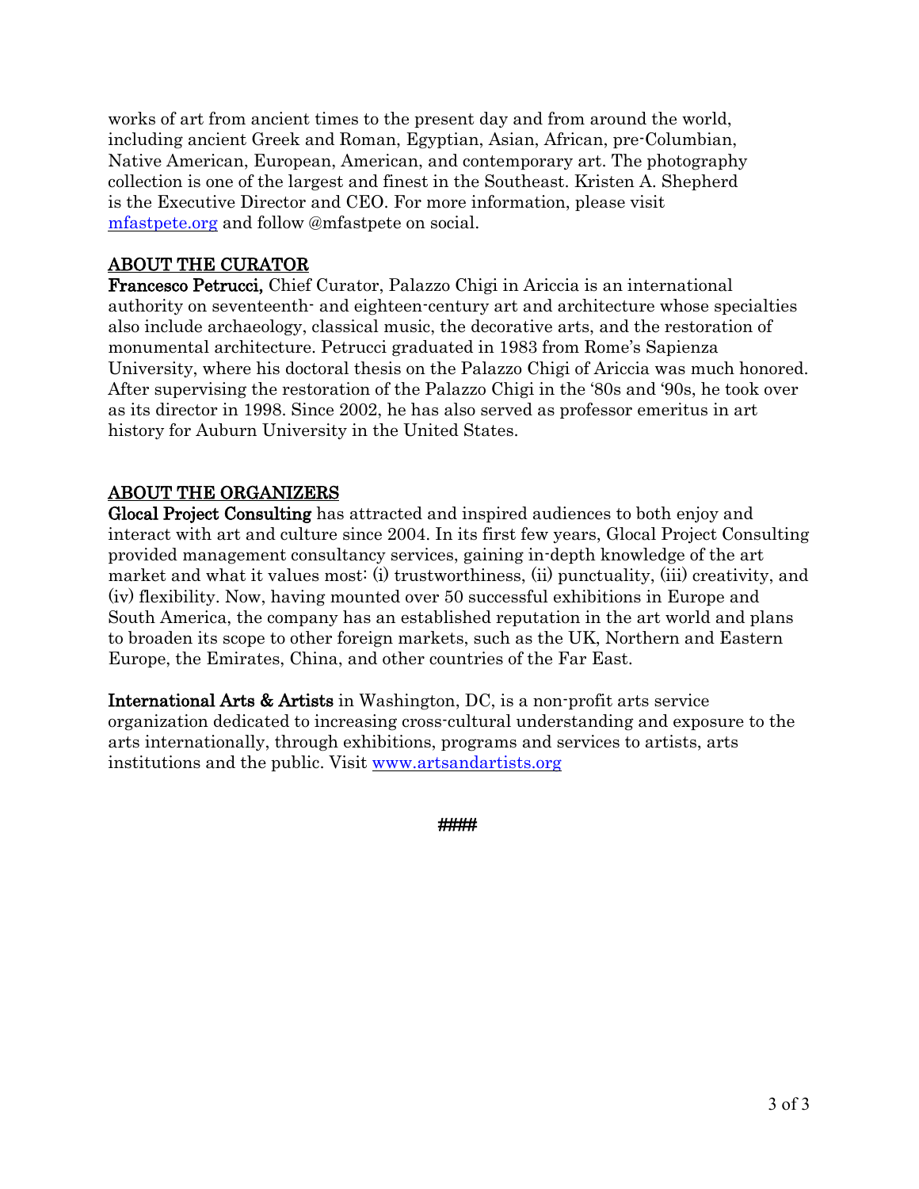works of art from ancient times to the present day and from around the world, including ancient Greek and Roman, Egyptian, Asian, African, pre-Columbian, Native American, European, American, and contemporary art. The photography collection is one of the largest and finest in the Southeast. Kristen A. Shepherd is the Executive Director and CEO. For more information, please visit [mfastpete.org](mfastpete.org) and follow @mfastpete on social.

## ABOUT THE CURATOR

**Francesco Petrucci,** Chief Curator, Palazzo Chigi in Ariccia is an international authority on seventeenth- and eighteen-century art and architecture whose specialties also include archaeology, classical music, the decorative arts, and the restoration of monumental architecture. Petrucci graduated in 1983 from Rome's Sapienza University, where his doctoral thesis on the Palazzo Chigi of Ariccia was much honored. After supervising the restoration of the Palazzo Chigi in the '80s and '90s, he took over as its director in 1998. Since 2002, he has also served as professor emeritus in art history for Auburn University in the United States.

## ABOUT THE ORGANIZERS

**Glocal Project Consulting** has attracted and inspired audiences to both enjoy and interact with art and culture since 2004. In its first few years, Glocal Project Consulting provided management consultancy services, gaining in-depth knowledge of the art market and what it values most: (i) trustworthiness, (ii) punctuality, (iii) creativity, and (iv) flexibility. Now, having mounted over 50 successful exhibitions in Europe and South America, the company has an established reputation in the art world and plans to broaden its scope to other foreign markets, such as the UK, Northern and Eastern Europe, the Emirates, China, and other countries of the Far East.

**International Arts & Artists** in Washington, DC, is a non-profit arts service organization dedicated to increasing cross-cultural understanding and exposure to the arts internationally, through exhibitions, programs and services to artists, arts institutions and the public. Visit [www.artsandartists.org](www.artsandartists.org)

####